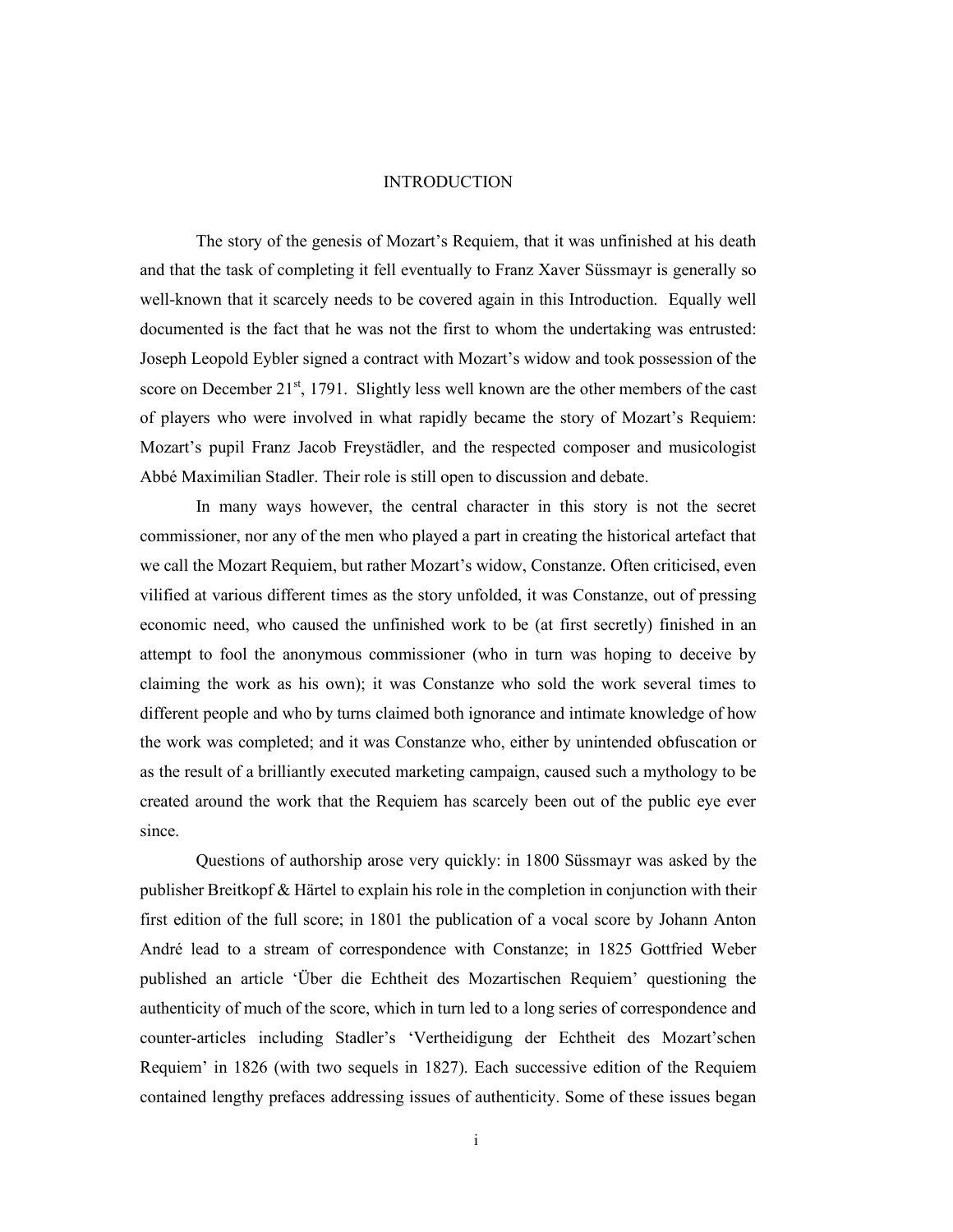# INTRODUCTION

The story of the genesis of Mozart's Requiem, that it was unfinished at his death and that the task of completing it fell eventually to Franz Xaver Süssmayr is generally so well-known that it scarcely needs to be covered again in this Introduction. Equally well documented is the fact that he was not the first to whom the undertaking was entrusted: Joseph Leopold Eybler signed a contract with Mozart's widow and took possession of the score on December 21st, 1791. Slightly less well known are the other members of the cast of players who were involved in what rapidly became the story of Mozart's Requiem: Mozart's pupil Franz Jacob Freystädler, and the respected composer and musicologist Abbé Maximilian Stadler. Their role is still open to discussion and debate.

In many ways however, the central character in this story is not the secret commissioner, nor any of the men who played a part in creating the historical artefact that we call the Mozart Requiem, but rather Mozart's widow, Constanze. Often criticised, even vilified at various different times as the story unfolded, it was Constanze, out of pressing economic need, who caused the unfinished work to be (at first secretly) finished in an attempt to fool the anonymous commissioner (who in turn was hoping to deceive by claiming the work as his own); it was Constanze who sold the work several times to different people and who by turns claimed both ignorance and intimate knowledge of how the work was completed; and it was Constanze who, either by unintended obfuscation or as the result of a brilliantly executed marketing campaign, caused such a mythology to be created around the work that the Requiem has scarcely been out of the public eye ever since.

Questions of authorship arose very quickly: in 1800 Süssmayr was asked by the publisher Breitkopf & Härtel to explain his role in the completion in conjunction with their first edition of the full score; in 1801 the publication of a vocal score by Johann Anton André lead to a stream of correspondence with Constanze; in 1825 Gottfried Weber published an article 'Über die Echtheit des Mozartischen Requiem' questioning the authenticity of much of the score, which in turn led to a long series of correspondence and counter-articles including Stadler's 'Vertheidigung der Echtheit des Mozart'schen Requiem' in 1826 (with two sequels in 1827). Each successive edition of the Requiem contained lengthy prefaces addressing issues of authenticity. Some of these issues began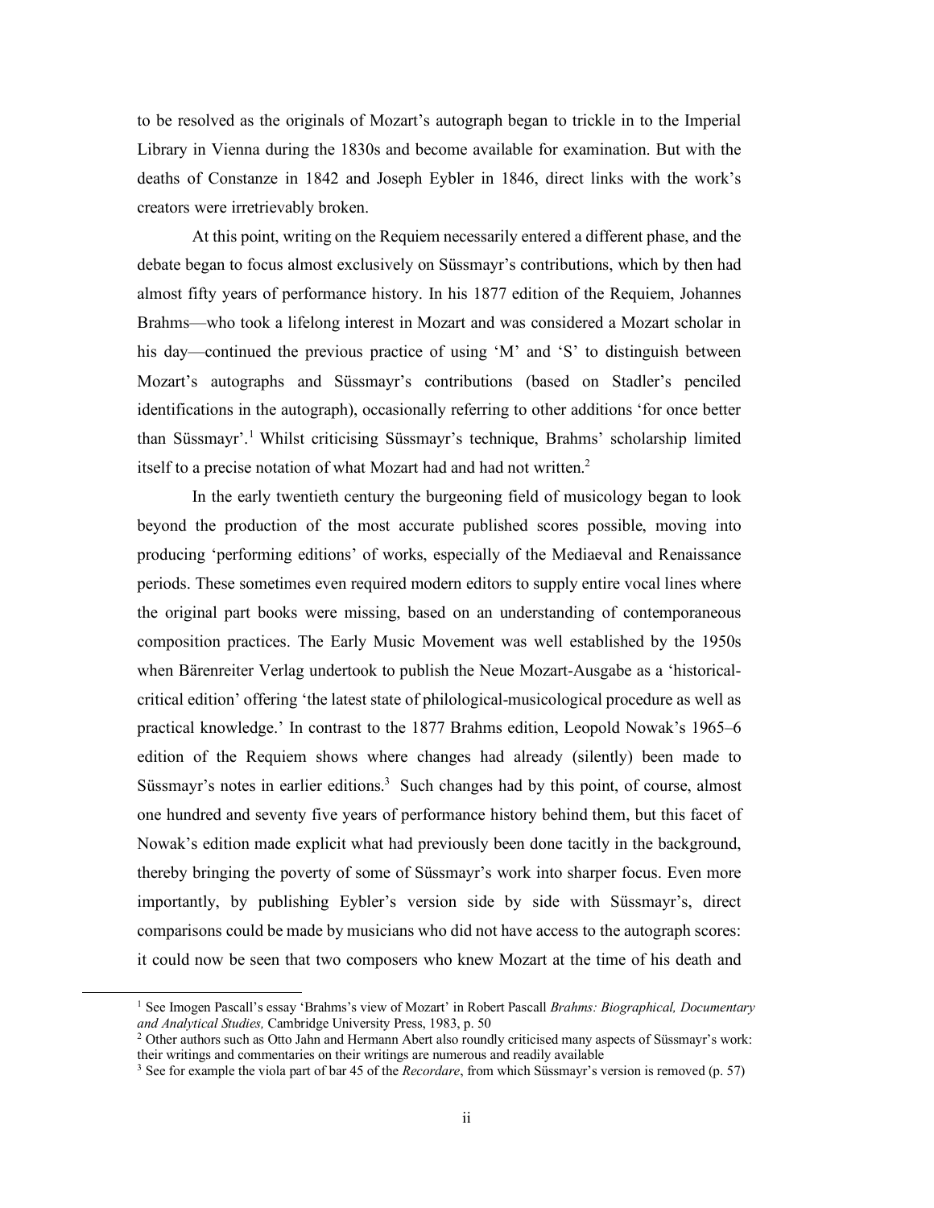to be resolved as the originals of Mozart's autograph began to trickle in to the Imperial Library in Vienna during the 1830s and become available for examination. But with the deaths of Constanze in 1842 and Joseph Eybler in 1846, direct links with the work's creators were irretrievably broken.

At this point, writing on the Requiem necessarily entered a different phase, and the debate began to focus almost exclusively on Süssmayr's contributions, which by then had almost fifty years of performance history. In his 1877 edition of the Requiem, Johannes Brahms—who took a lifelong interest in Mozart and was considered a Mozart scholar in his day—continued the previous practice of using 'M' and 'S' to distinguish between Mozart's autographs and Süssmayr's contributions (based on Stadler's penciled identifications in the autograph), occasionally referring to other additions 'for once better than Süssmayr'.[1] Whilst criticising Süssmayr's technique, Brahms' scholarship limited itself to a precise notation of what Mozart had and had not written.[2]

In the early twentieth century the burgeoning field of musicology began to look beyond the production of the most accurate published scores possible, moving into producing 'performing editions' of works, especially of the Mediaeval and Renaissance periods. These sometimes even required modern editors to supply entire vocal lines where the original part books were missing, based on an understanding of contemporaneous composition practices. The Early Music Movement was well established by the 1950s when Bärenreiter Verlag undertook to publish the Neue Mozart-Ausgabe as a 'historical-critical edition' offering 'the latest state of philological-musicological procedure as well as practical knowledge.' In contrast to the 1877 Brahms edition, Leopold Nowak's 1965–6 edition of the Requiem shows where changes had already (silently) been made to Süssmayr's notes in earlier editions.[3] Such changes had by this point, of course, almost one hundred and seventy five years of performance history behind them, but this facet of Nowak's edition made explicit what had previously been done tacitly in the background, thereby bringing the poverty of some of Süssmayr's work into sharper focus. Even more importantly, by publishing Eybler's version side by side with Süssmayr's, direct comparisons could be made by musicians who did not have access to the autograph scores: it could now be seen that two composers who knew Mozart at the time of his death and

---

[1] See Imogen Pascall's essay 'Brahms's view of Mozart' in Robert Pascall *Brahms: Biographical, Documentary and Analytical Studies,* Cambridge University Press, 1983, p. 50

[2] Other authors such as Otto Jahn and Hermann Abert also roundly criticised many aspects of Süssmayr's work: their writings and commentaries on their writings are numerous and readily available

[3] See for example the viola part of bar 45 of the *Recordare*, from which Süssmayr's version is removed (p. 57)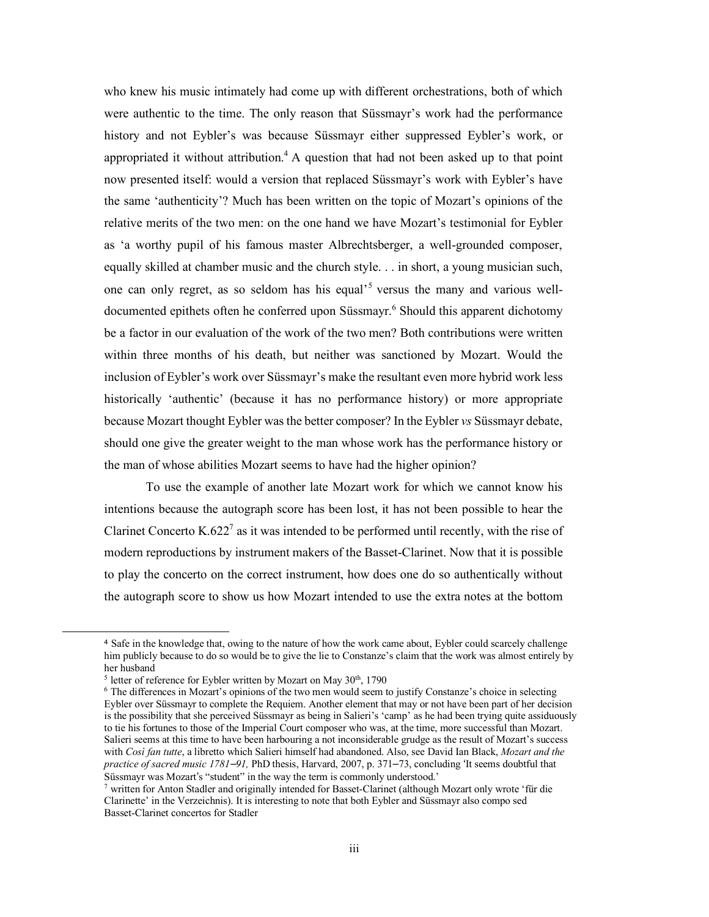who knew his music intimately had come up with different orchestrations, both of which were authentic to the time. The only reason that Süssmayr's work had the performance history and not Eybler's was because Süssmayr either suppressed Eybler's work, or appropriated it without attribution.[4] A question that had not been asked up to that point now presented itself: would a version that replaced Süssmayr's work with Eybler's have the same 'authenticity'? Much has been written on the topic of Mozart's opinions of the relative merits of the two men: on the one hand we have Mozart's testimonial for Eybler as 'a worthy pupil of his famous master Albrechtsberger, a well-grounded composer, equally skilled at chamber music and the church style. . . in short, a young musician such, one can only regret, as so seldom has his equal'[5] versus the many and various well-documented epithets often he conferred upon Süssmayr.[6] Should this apparent dichotomy be a factor in our evaluation of the work of the two men? Both contributions were written within three months of his death, but neither was sanctioned by Mozart. Would the inclusion of Eybler's work over Süssmayr's make the resultant even more hybrid work less historically 'authentic' (because it has no performance history) or more appropriate because Mozart thought Eybler was the better composer? In the Eybler *vs* Süssmayr debate, should one give the greater weight to the man whose work has the performance history or the man of whose abilities Mozart seems to have had the higher opinion?

To use the example of another late Mozart work for which we cannot know his intentions because the autograph score has been lost, it has not been possible to hear the Clarinet Concerto K.622[7] as it was intended to be performed until recently, with the rise of modern reproductions by instrument makers of the Basset-Clarinet. Now that it is possible to play the concerto on the correct instrument, how does one do so authentically without the autograph score to show us how Mozart intended to use the extra notes at the bottom

---

[4] Safe in the knowledge that, owing to the nature of how the work came about, Eybler could scarcely challenge him publicly because to do so would be to give the lie to Constanze's claim that the work was almost entirely by her husband

[5] letter of reference for Eybler written by Mozart on May 30th, 1790

[6] The differences in Mozart's opinions of the two men would seem to justify Constanze's choice in selecting Eybler over Süssmayr to complete the Requiem. Another element that may or may not have been part of her decision is the possibility that she perceived Süssmayr as being in Salieri's 'camp' as he had been trying quite assiduously to tie his fortunes to those of the Imperial Court composer who was, at the time, more successful than Mozart. Salieri seems at this time to have been harbouring a not inconsiderable grudge as the result of Mozart's success with *Così fan tutte*, a libretto which Salieri himself had abandoned. Also, see David Ian Black, *Mozart and the practice of sacred music 1781–91,* PhD thesis, Harvard, 2007, p. 371–73, concluding 'It seems doubtful that Süssmayr was Mozart's "student" in the way the term is commonly understood.'

[7] written for Anton Stadler and originally intended for Basset-Clarinet (although Mozart only wrote 'für die Clarinette' in the Verzeichnis). It is interesting to note that both Eybler and Süssmayr also compo sed Basset-Clarinet concertos for Stadler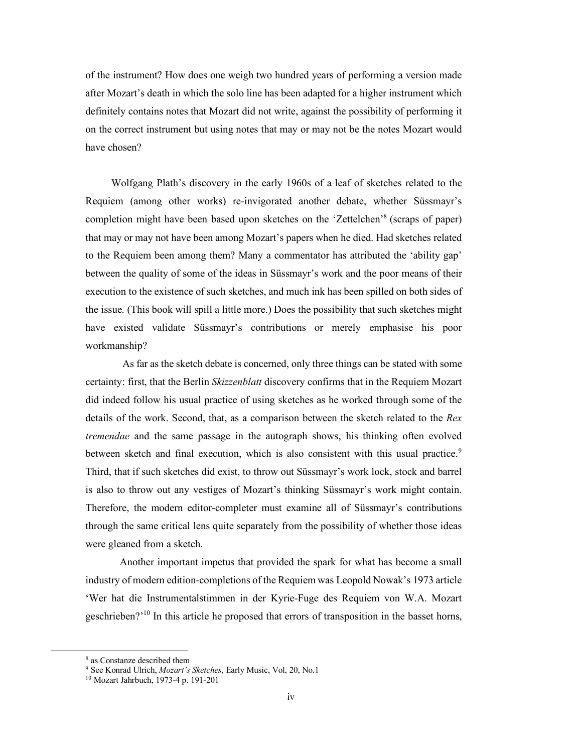of the instrument? How does one weigh two hundred years of performing a version made after Mozart's death in which the solo line has been adapted for a higher instrument which definitely contains notes that Mozart did not write, against the possibility of performing it on the correct instrument but using notes that may or may not be the notes Mozart would have chosen?

Wolfgang Plath's discovery in the early 1960s of a leaf of sketches related to the Requiem (among other works) re-invigorated another debate, whether Süssmayr's completion might have been based upon sketches on the 'Zettelchen'[8] (scraps of paper) that may or may not have been among Mozart's papers when he died. Had sketches related to the Requiem been among them? Many a commentator has attributed the 'ability gap' between the quality of some of the ideas in Süssmayr's work and the poor means of their execution to the existence of such sketches, and much ink has been spilled on both sides of the issue. (This book will spill a little more.) Does the possibility that such sketches might have existed validate Süssmayr's contributions or merely emphasise his poor workmanship?

As far as the sketch debate is concerned, only three things can be stated with some certainty: first, that the Berlin *Skizzenblatt* discovery confirms that in the Requiem Mozart did indeed follow his usual practice of using sketches as he worked through some of the details of the work. Second, that, as a comparison between the sketch related to the *Rex tremendae* and the same passage in the autograph shows, his thinking often evolved between sketch and final execution, which is also consistent with this usual practice.[9] Third, that if such sketches did exist, to throw out Süssmayr's work lock, stock and barrel is also to throw out any vestiges of Mozart's thinking Süssmayr's work might contain. Therefore, the modern editor-completer must examine all of Süssmayr's contributions through the same critical lens quite separately from the possibility of whether those ideas were gleaned from a sketch.

Another important impetus that provided the spark for what has become a small industry of modern edition-completions of the Requiem was Leopold Nowak's 1973 article 'Wer hat die Instrumentalstimmen in der Kyrie-Fuge des Requiem von W.A. Mozart geschrieben?'[10] In this article he proposed that errors of transposition in the basset horns,

---

[8] as Constanze described them

[9] See Konrad Ulrich, *Mozart's Sketches*, Early Music, Vol, 20, No.1

[10] Mozart Jahrbuch, 1973-4 p. 191-201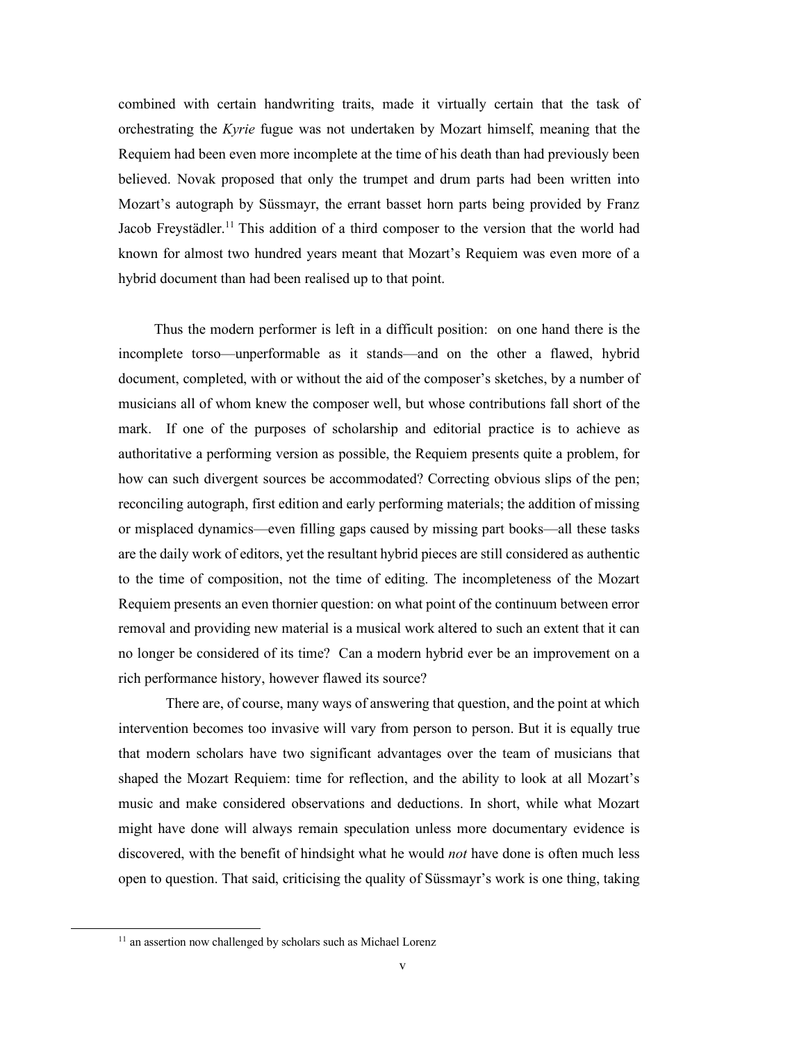combined with certain handwriting traits, made it virtually certain that the task of orchestrating the *Kyrie* fugue was not undertaken by Mozart himself, meaning that the Requiem had been even more incomplete at the time of his death than had previously been believed. Novak proposed that only the trumpet and drum parts had been written into Mozart's autograph by Süssmayr, the errant basset horn parts being provided by Franz Jacob Freystädler.[11] This addition of a third composer to the version that the world had known for almost two hundred years meant that Mozart's Requiem was even more of a hybrid document than had been realised up to that point.

Thus the modern performer is left in a difficult position: on one hand there is the incomplete torso—unperformable as it stands—and on the other a flawed, hybrid document, completed, with or without the aid of the composer's sketches, by a number of musicians all of whom knew the composer well, but whose contributions fall short of the mark. If one of the purposes of scholarship and editorial practice is to achieve as authoritative a performing version as possible, the Requiem presents quite a problem, for how can such divergent sources be accommodated? Correcting obvious slips of the pen; reconciling autograph, first edition and early performing materials; the addition of missing or misplaced dynamics—even filling gaps caused by missing part books—all these tasks are the daily work of editors, yet the resultant hybrid pieces are still considered as authentic to the time of composition, not the time of editing. The incompleteness of the Mozart Requiem presents an even thornier question: on what point of the continuum between error removal and providing new material is a musical work altered to such an extent that it can no longer be considered of its time? Can a modern hybrid ever be an improvement on a rich performance history, however flawed its source?

There are, of course, many ways of answering that question, and the point at which intervention becomes too invasive will vary from person to person. But it is equally true that modern scholars have two significant advantages over the team of musicians that shaped the Mozart Requiem: time for reflection, and the ability to look at all Mozart's music and make considered observations and deductions. In short, while what Mozart might have done will always remain speculation unless more documentary evidence is discovered, with the benefit of hindsight what he would *not* have done is often much less open to question. That said, criticising the quality of Süssmayr's work is one thing, taking

[11] an assertion now challenged by scholars such as Michael Lorenz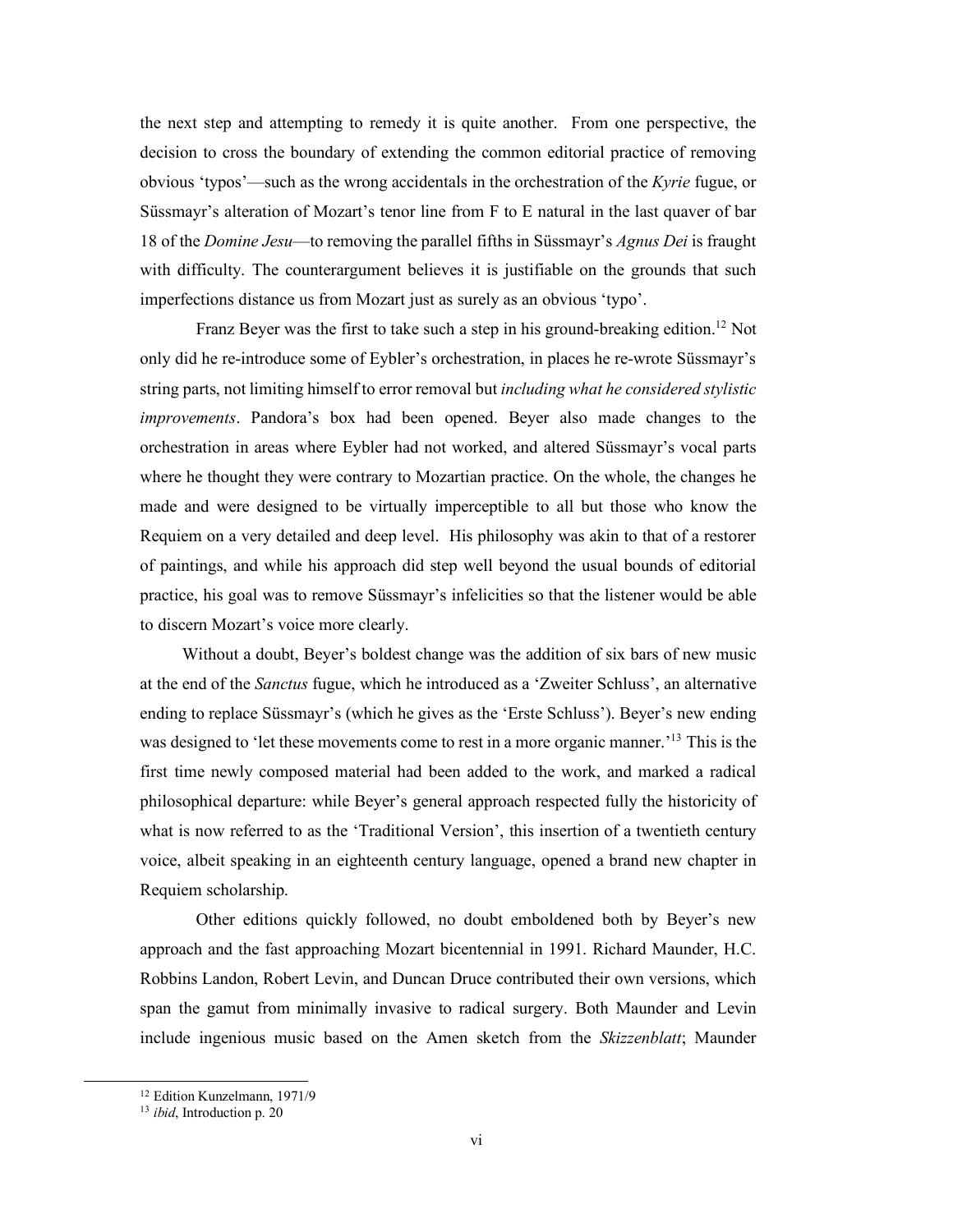the next step and attempting to remedy it is quite another. From one perspective, the decision to cross the boundary of extending the common editorial practice of removing obvious 'typos'—such as the wrong accidentals in the orchestration of the *Kyrie* fugue, or Süssmayr's alteration of Mozart's tenor line from F to E natural in the last quaver of bar 18 of the *Domine Jesu*—to removing the parallel fifths in Süssmayr's *Agnus Dei* is fraught with difficulty. The counterargument believes it is justifiable on the grounds that such imperfections distance us from Mozart just as surely as an obvious 'typo'.

Franz Beyer was the first to take such a step in his ground-breaking edition.[12] Not only did he re-introduce some of Eybler's orchestration, in places he re-wrote Süssmayr's string parts, not limiting himself to error removal but *including what he considered stylistic improvements*. Pandora's box had been opened. Beyer also made changes to the orchestration in areas where Eybler had not worked, and altered Süssmayr's vocal parts where he thought they were contrary to Mozartian practice. On the whole, the changes he made and were designed to be virtually imperceptible to all but those who know the Requiem on a very detailed and deep level. His philosophy was akin to that of a restorer of paintings, and while his approach did step well beyond the usual bounds of editorial practice, his goal was to remove Süssmayr's infelicities so that the listener would be able to discern Mozart's voice more clearly.

Without a doubt, Beyer's boldest change was the addition of six bars of new music at the end of the *Sanctus* fugue, which he introduced as a 'Zweiter Schluss', an alternative ending to replace Süssmayr's (which he gives as the 'Erste Schluss'). Beyer's new ending was designed to 'let these movements come to rest in a more organic manner.'[13] This is the first time newly composed material had been added to the work, and marked a radical philosophical departure: while Beyer's general approach respected fully the historicity of what is now referred to as the 'Traditional Version', this insertion of a twentieth century voice, albeit speaking in an eighteenth century language, opened a brand new chapter in Requiem scholarship.

Other editions quickly followed, no doubt emboldened both by Beyer's new approach and the fast approaching Mozart bicentennial in 1991. Richard Maunder, H.C. Robbins Landon, Robert Levin, and Duncan Druce contributed their own versions, which span the gamut from minimally invasive to radical surgery. Both Maunder and Levin include ingenious music based on the Amen sketch from the *Skizzenblatt*; Maunder

---

[12] Edition Kunzelmann, 1971/9

[13] *ibid*, Introduction p. 20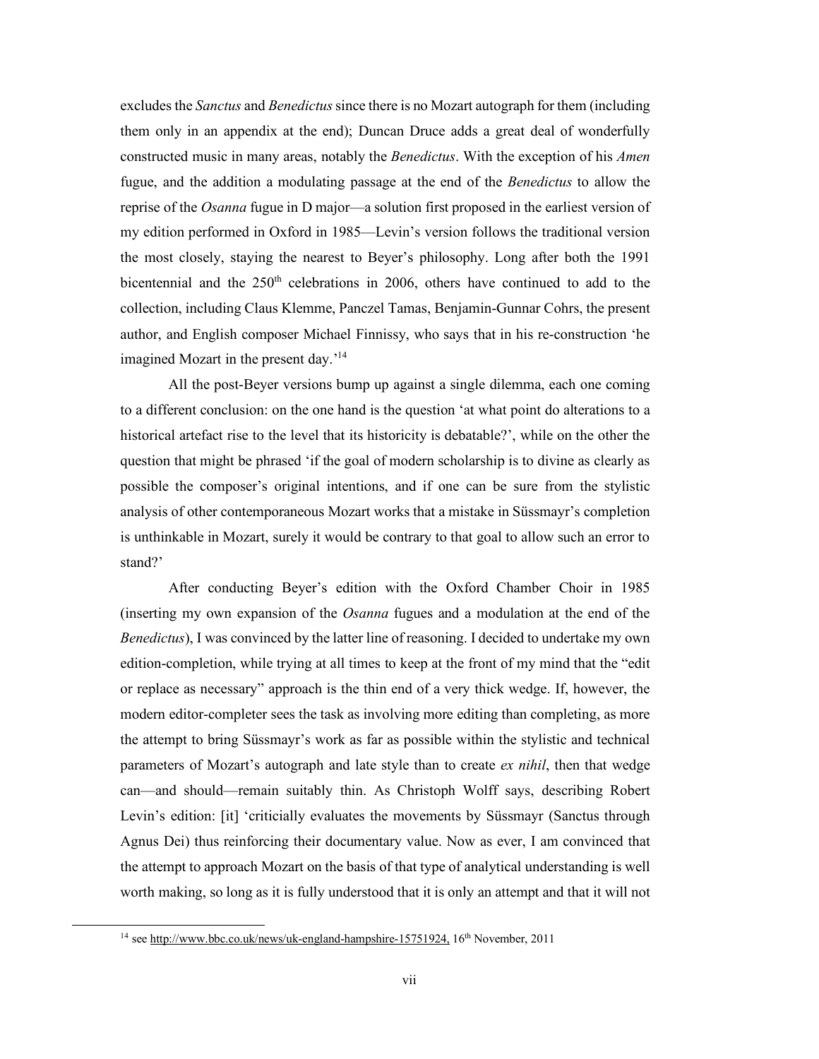excludes the *Sanctus* and *Benedictus* since there is no Mozart autograph for them (including them only in an appendix at the end); Duncan Druce adds a great deal of wonderfully constructed music in many areas, notably the *Benedictus*. With the exception of his *Amen* fugue, and the addition a modulating passage at the end of the *Benedictus* to allow the reprise of the *Osanna* fugue in D major—a solution first proposed in the earliest version of my edition performed in Oxford in 1985—Levin's version follows the traditional version the most closely, staying the nearest to Beyer's philosophy. Long after both the 1991 bicentennial and the 250th celebrations in 2006, others have continued to add to the collection, including Claus Klemme, Panczel Tamas, Benjamin-Gunnar Cohrs, the present author, and English composer Michael Finnissy, who says that in his re-construction 'he imagined Mozart in the present day.'[14]

All the post-Beyer versions bump up against a single dilemma, each one coming to a different conclusion: on the one hand is the question 'at what point do alterations to a historical artefact rise to the level that its historicity is debatable?', while on the other the question that might be phrased 'if the goal of modern scholarship is to divine as clearly as possible the composer's original intentions, and if one can be sure from the stylistic analysis of other contemporaneous Mozart works that a mistake in Süssmayr's completion is unthinkable in Mozart, surely it would be contrary to that goal to allow such an error to stand?'

After conducting Beyer's edition with the Oxford Chamber Choir in 1985 (inserting my own expansion of the *Osanna* fugues and a modulation at the end of the *Benedictus*), I was convinced by the latter line of reasoning. I decided to undertake my own edition-completion, while trying at all times to keep at the front of my mind that the "edit or replace as necessary" approach is the thin end of a very thick wedge. If, however, the modern editor-completer sees the task as involving more editing than completing, as more the attempt to bring Süssmayr's work as far as possible within the stylistic and technical parameters of Mozart's autograph and late style than to create *ex nihil*, then that wedge can—and should—remain suitably thin. As Christoph Wolff says, describing Robert Levin's edition: [it] 'criticially evaluates the movements by Süssmayr (Sanctus through Agnus Dei) thus reinforcing their documentary value. Now as ever, I am convinced that the attempt to approach Mozart on the basis of that type of analytical understanding is well worth making, so long as it is fully understood that it is only an attempt and that it will not

[14] see http://www.bbc.co.uk/news/uk-england-hampshire-15751924, 16th November, 2011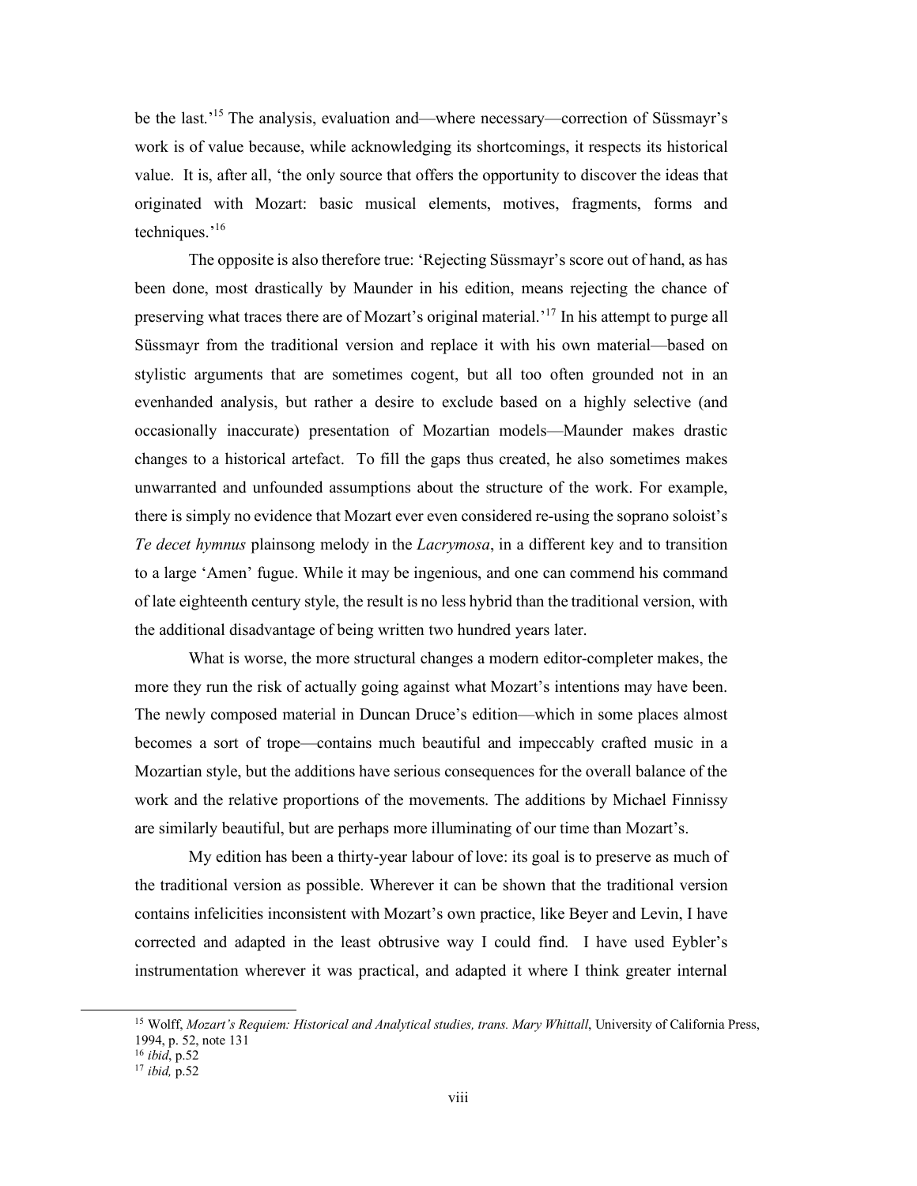be the last.'[15] The analysis, evaluation and—where necessary—correction of Süssmayr's work is of value because, while acknowledging its shortcomings, it respects its historical value. It is, after all, 'the only source that offers the opportunity to discover the ideas that originated with Mozart: basic musical elements, motives, fragments, forms and techniques.'[16]

The opposite is also therefore true: 'Rejecting Süssmayr's score out of hand, as has been done, most drastically by Maunder in his edition, means rejecting the chance of preserving what traces there are of Mozart's original material.'[17] In his attempt to purge all Süssmayr from the traditional version and replace it with his own material—based on stylistic arguments that are sometimes cogent, but all too often grounded not in an evenhanded analysis, but rather a desire to exclude based on a highly selective (and occasionally inaccurate) presentation of Mozartian models—Maunder makes drastic changes to a historical artefact. To fill the gaps thus created, he also sometimes makes unwarranted and unfounded assumptions about the structure of the work. For example, there is simply no evidence that Mozart ever even considered re-using the soprano soloist's *Te decet hymnus* plainsong melody in the *Lacrymosa*, in a different key and to transition to a large 'Amen' fugue. While it may be ingenious, and one can commend his command of late eighteenth century style, the result is no less hybrid than the traditional version, with the additional disadvantage of being written two hundred years later.

What is worse, the more structural changes a modern editor-completer makes, the more they run the risk of actually going against what Mozart's intentions may have been. The newly composed material in Duncan Druce's edition—which in some places almost becomes a sort of trope—contains much beautiful and impeccably crafted music in a Mozartian style, but the additions have serious consequences for the overall balance of the work and the relative proportions of the movements. The additions by Michael Finnissy are similarly beautiful, but are perhaps more illuminating of our time than Mozart's.

My edition has been a thirty-year labour of love: its goal is to preserve as much of the traditional version as possible. Wherever it can be shown that the traditional version contains infelicities inconsistent with Mozart's own practice, like Beyer and Levin, I have corrected and adapted in the least obtrusive way I could find. I have used Eybler's instrumentation wherever it was practical, and adapted it where I think greater internal

---

[15] Wolff, *Mozart's Requiem: Historical and Analytical studies, trans. Mary Whittall*, University of California Press, 1994, p. 52, note 131

[16] *ibid*, p.52

[17] *ibid,* p.52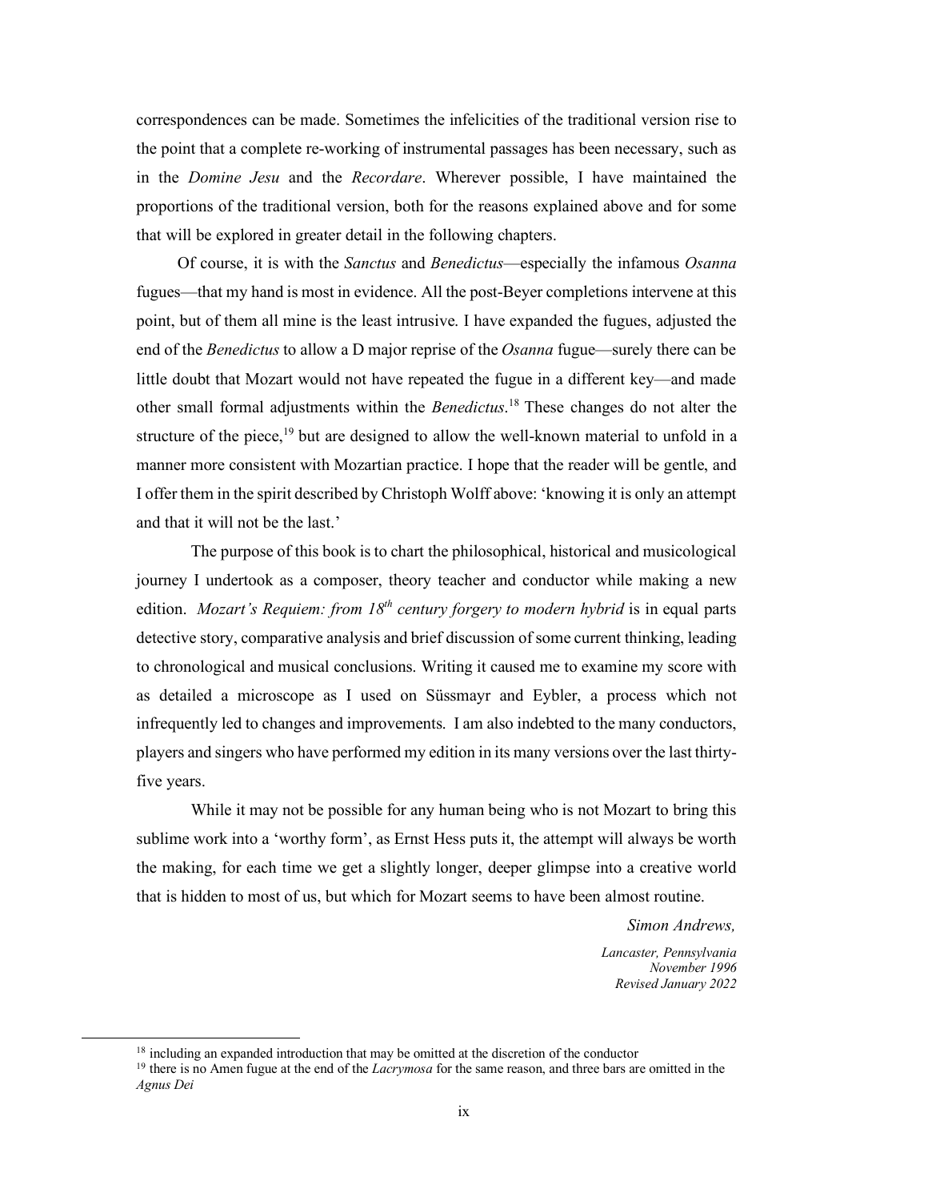correspondences can be made. Sometimes the infelicities of the traditional version rise to the point that a complete re-working of instrumental passages has been necessary, such as in the *Domine Jesu* and the *Recordare*. Wherever possible, I have maintained the proportions of the traditional version, both for the reasons explained above and for some that will be explored in greater detail in the following chapters.

Of course, it is with the *Sanctus* and *Benedictus*—especially the infamous *Osanna* fugues—that my hand is most in evidence. All the post-Beyer completions intervene at this point, but of them all mine is the least intrusive. I have expanded the fugues, adjusted the end of the *Benedictus* to allow a D major reprise of the *Osanna* fugue—surely there can be little doubt that Mozart would not have repeated the fugue in a different key—and made other small formal adjustments within the *Benedictus*.[18] These changes do not alter the structure of the piece,[19] but are designed to allow the well-known material to unfold in a manner more consistent with Mozartian practice. I hope that the reader will be gentle, and I offer them in the spirit described by Christoph Wolff above: 'knowing it is only an attempt and that it will not be the last.'

The purpose of this book is to chart the philosophical, historical and musicological journey I undertook as a composer, theory teacher and conductor while making a new edition. *Mozart's Requiem: from 18th century forgery to modern hybrid* is in equal parts detective story, comparative analysis and brief discussion of some current thinking, leading to chronological and musical conclusions. Writing it caused me to examine my score with as detailed a microscope as I used on Süssmayr and Eybler, a process which not infrequently led to changes and improvements. I am also indebted to the many conductors, players and singers who have performed my edition in its many versions over the last thirty-five years.

While it may not be possible for any human being who is not Mozart to bring this sublime work into a 'worthy form', as Ernst Hess puts it, the attempt will always be worth the making, for each time we get a slightly longer, deeper glimpse into a creative world that is hidden to most of us, but which for Mozart seems to have been almost routine.

*Simon Andrews,*

*Lancaster, Pennsylvania*
*November 1996*
*Revised January 2022*

---

[18] including an expanded introduction that may be omitted at the discretion of the conductor

[19] there is no Amen fugue at the end of the *Lacrymosa* for the same reason, and three bars are omitted in the *Agnus Dei*